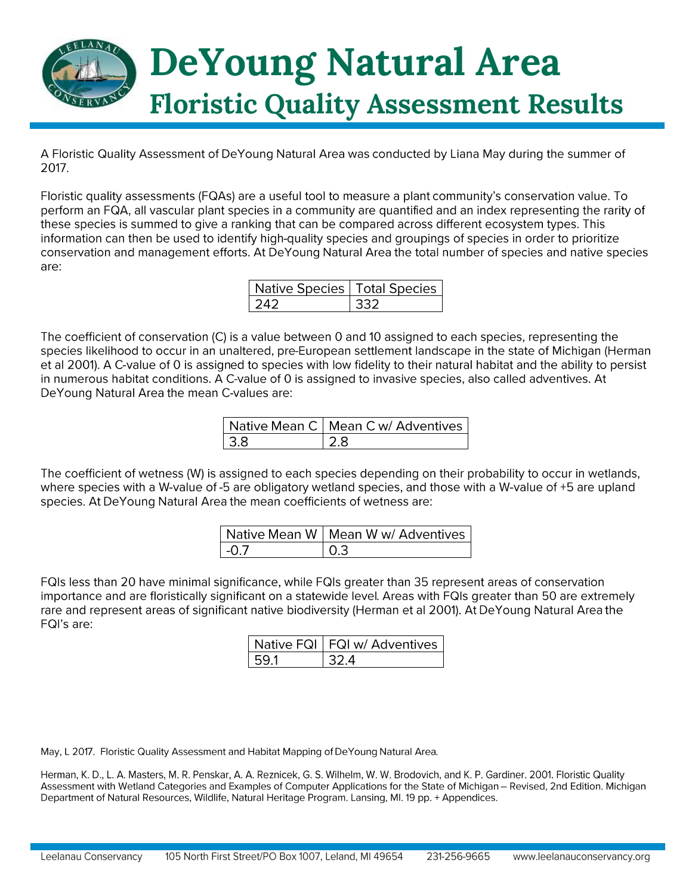# DeYoung Natural Area

## Floristic Quality Assessment Results

A Floristic Quality Assessment of DeYoung Natural Area was conducted by Liana May during the summer of 2017.

Floristic quality assessments (FQAs) are a useful tool to measure a plant community's conservation value. To perform an FQA, all vascular plant species in a community are quantified and an index representing the rarity of these species is summed to give a ranking that can be compared across different ecosystem types. This information can then be used to identify high-quality species and groupings of species in order to prioritize conservation and management efforts. At DeYoung Natural Area the total number of species and native species are:

| Native Species | Total Species |
|---|---|
| 242 | 332 |

The coefficient of conservation (C) is a value between 0 and 10 assigned to each species, representing the species likelihood to occur in an unaltered, pre-European settlement landscape in the state of Michigan (Herman et al 2001). A C-value of 0 is assigned to species with low fidelity to their natural habitat and the ability to persist in numerous habitat conditions. A C-value of 0 is assigned to invasive species, also called adventives. At DeYoung Natural Area the mean C-values are:

| Native Mean C | Mean C w/ Adventives |
|---|---|
| 3.8 | 2.8 |

The coefficient of wetness (W) is assigned to each species depending on their probability to occur in wetlands, where species with a W-value of -5 are obligatory wetland species, and those with a W-value of +5 are upland species. At DeYoung Natural Area the mean coefficients of wetness are:

| Native Mean W | Mean W w/ Adventives |
|---|---|
| -0.7 | 0.3 |

FQIs less than 20 have minimal significance, while FQIs greater than 35 represent areas of conservation importance and are floristically significant on a statewide level. Areas with FQIs greater than 50 are extremely rare and represent areas of significant native biodiversity (Herman et al 2001). At DeYoung Natural Area the FQI's are:

| Native FQI | FQI w/ Adventives |
|---|---|
| 59.1 | 32.4 |

May, L 2017. Floristic Quality Assessment and Habitat Mapping of DeYoung Natural Area.

Herman, K. D., L. A. Masters, M. R. Penskar, A. A. Reznicek, G. S. Wilhelm, W. W. Brodovich, and K. P. Gardiner. 2001. Floristic Quality Assessment with Wetland Categories and Examples of Computer Applications for the State of Michigan – Revised, 2nd Edition. Michigan Department of Natural Resources, Wildlife, Natural Heritage Program. Lansing, MI. 19 pp. + Appendices.

Leelanau Conservancy 105 North First Street/PO Box 1007, Leland, MI 49654 231-256-9665 www.leelanauconservancy.org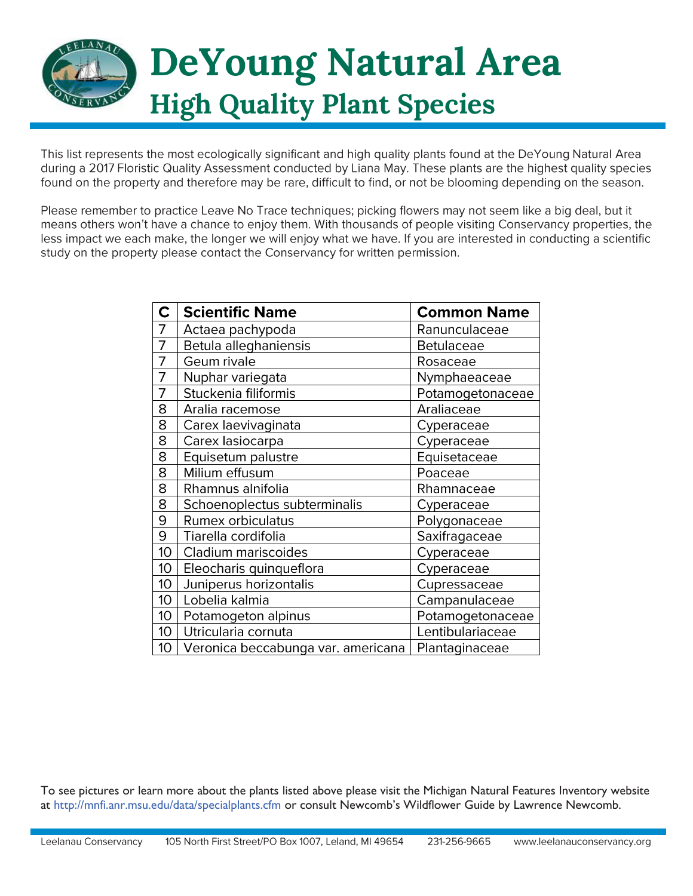# DeYoung Natural Area

## High Quality Plant Species

This list represents the most ecologically significant and high quality plants found at the DeYoung Natural Area during a 2017 Floristic Quality Assessment conducted by Liana May. These plants are the highest quality species found on the property and therefore may be rare, difficult to find, or not be blooming depending on the season.

Please remember to practice Leave No Trace techniques; picking flowers may not seem like a big deal, but it means others won't have a chance to enjoy them. With thousands of people visiting Conservancy properties, the less impact we each make, the longer we will enjoy what we have. If you are interested in conducting a scientific study on the property please contact the Conservancy for written permission.

| C | Scientific Name | Common Name |
|---|---|---|
| 7 | Actaea pachypoda | Ranunculaceae |
| 7 | Betula alleghaniensis | Betulaceae |
| 7 | Geum rivale | Rosaceae |
| 7 | Nuphar variegata | Nymphaeaceae |
| 7 | Stuckenia filiformis | Potamogetonaceae |
| 8 | Aralia racemose | Araliaceae |
| 8 | Carex laevivaginata | Cyperaceae |
| 8 | Carex lasiocarpa | Cyperaceae |
| 8 | Equisetum palustre | Equisetaceae |
| 8 | Milium effusum | Poaceae |
| 8 | Rhamnus alnifolia | Rhamnaceae |
| 8 | Schoenoplectus subterminalis | Cyperaceae |
| 9 | Rumex orbiculatus | Polygonaceae |
| 9 | Tiarella cordifolia | Saxifragaceae |
| 10 | Cladium mariscoides | Cyperaceae |
| 10 | Eleocharis quinqueflora | Cyperaceae |
| 10 | Juniperus horizontalis | Cupressaceae |
| 10 | Lobelia kalmia | Campanulaceae |
| 10 | Potamogeton alpinus | Potamogetonaceae |
| 10 | Utricularia cornuta | Lentibulariaceae |
| 10 | Veronica beccabunga var. americana | Plantaginaceae |

To see pictures or learn more about the plants listed above please visit the Michigan Natural Features Inventory website at http://mnfi.anr.msu.edu/data/specialplants.cfm or consult Newcomb's Wildflower Guide by Lawrence Newcomb.

Leelanau Conservancy 105 North First Street/PO Box 1007, Leland, MI 49654 231-256-9665 www.leelanauconservancy.org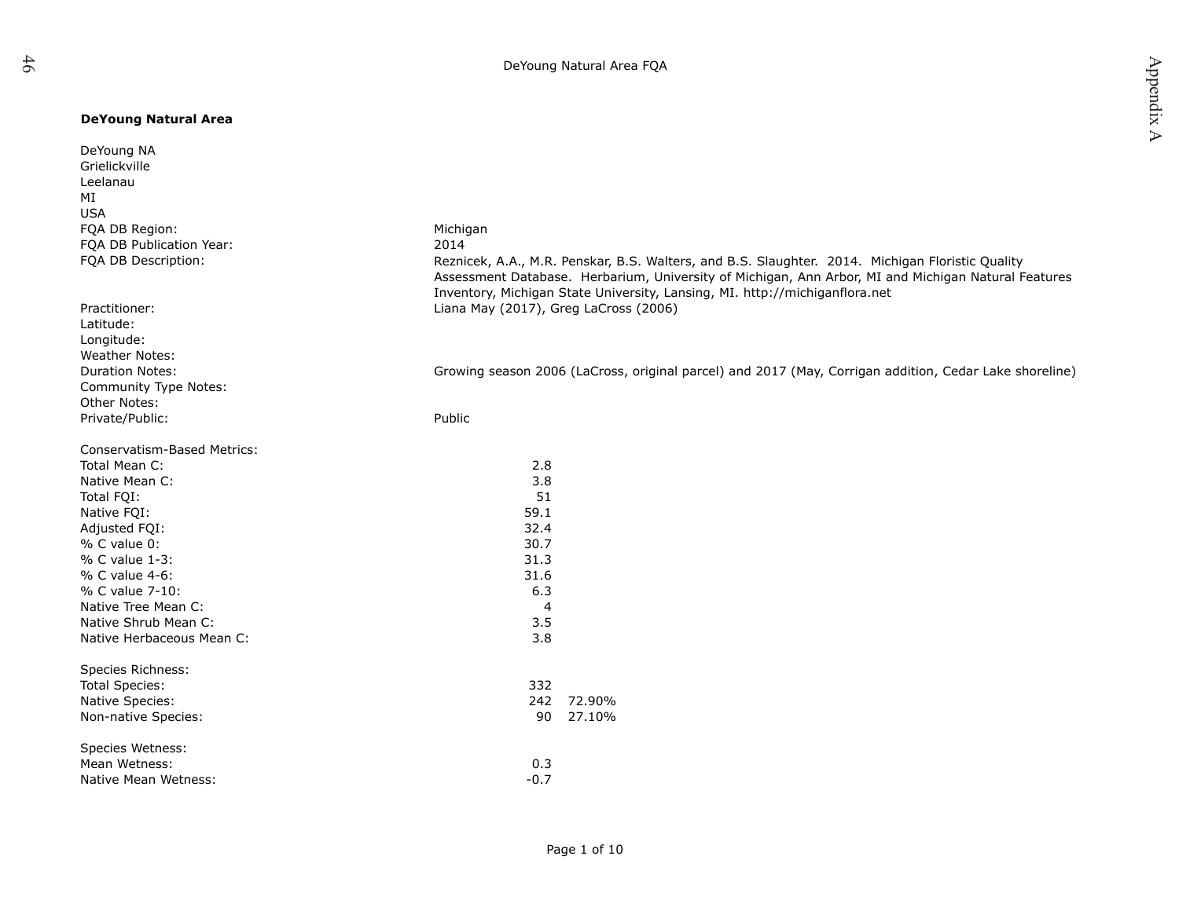**DeYoung Natural Area**

DeYoung NA
Grielickville
Leelanau
MI
USA

| | | |
|---|---|---|
| FQA DB Region: | Michigan | |
| FQA DB Publication Year: | 2014 | |
| FQA DB Description: | Reznicek, A.A., M.R. Penskar, B.S. Walters, and B.S. Slaughter. 2014. Michigan Floristic Quality Assessment Database. Herbarium, University of Michigan, Ann Arbor, MI and Michigan Natural Features Inventory, Michigan State University, Lansing, MI. http://michiganflora.net | |
| Practitioner: | Liana May (2017), Greg LaCross (2006) | |
| Latitude: | | |
| Longitude: | | |
| Weather Notes: | | |
| Duration Notes: | Growing season 2006 (LaCross, original parcel) and 2017 (May, Corrigan addition, Cedar Lake shoreline) | |
| Community Type Notes: | | |
| Other Notes: | | |
| Private/Public: | Public | |
| | | |
| Conservatism-Based Metrics: | | |
| Total Mean C: | 2.8 | |
| Native Mean C: | 3.8 | |
| Total FQI: | 51 | |
| Native FQI: | 59.1 | |
| Adjusted FQI: | 32.4 | |
| % C value 0: | 30.7 | |
| % C value 1-3: | 31.3 | |
| % C value 4-6: | 31.6 | |
| % C value 7-10: | 6.3 | |
| Native Tree Mean C: | 4 | |
| Native Shrub Mean C: | 3.5 | |
| Native Herbaceous Mean C: | 3.8 | |
| | | |
| Species Richness: | | |
| Total Species: | 332 | |
| Native Species: | 242 | 72.90% |
| Non-native Species: | 90 | 27.10% |
| | | |
| Species Wetness: | | |
| Mean Wetness: | 0.3 | |
| Native Mean Wetness: | -0.7 | |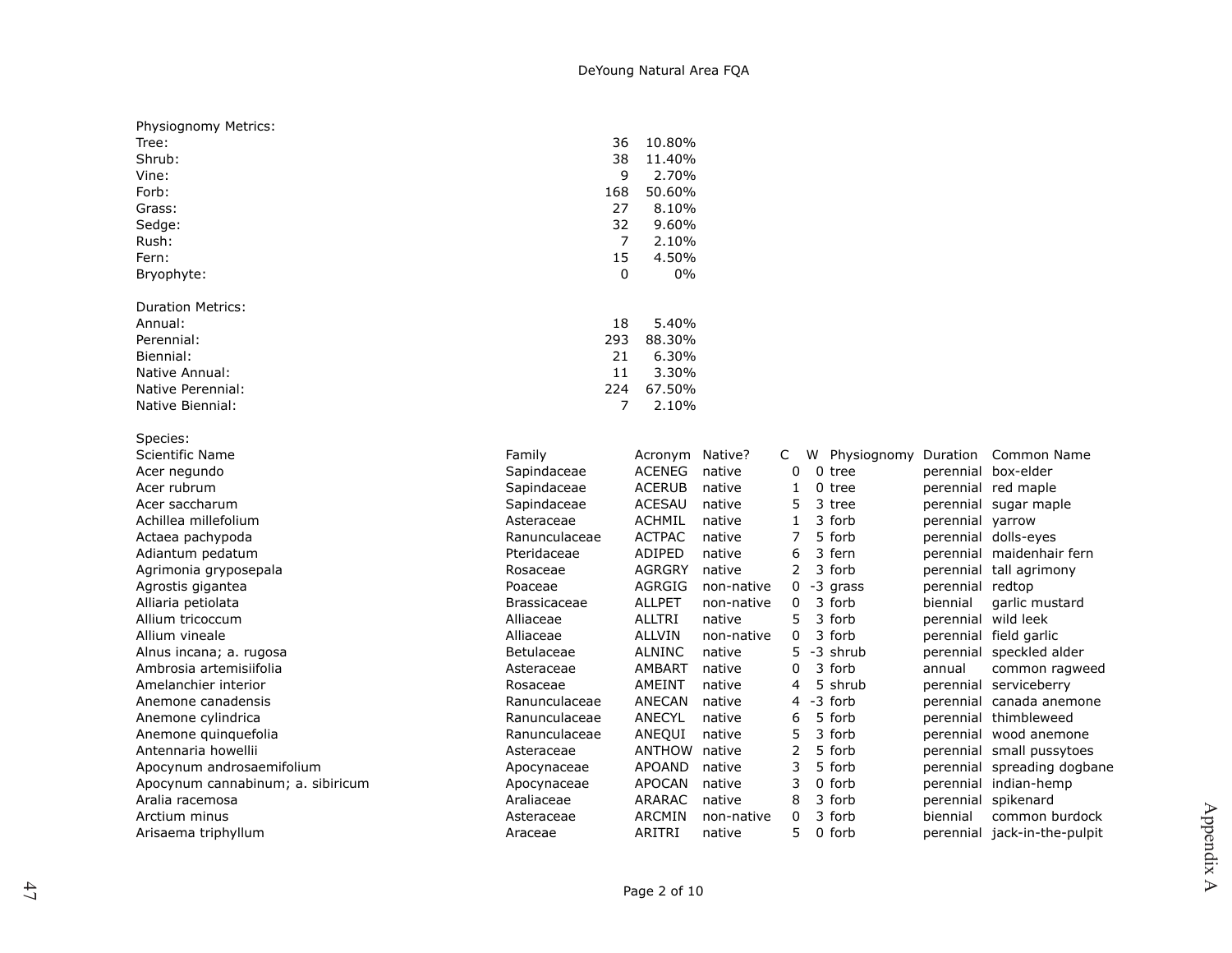Physiognomy Metrics:

| | | |
|---|---|---|
| Tree: | 36 | 10.80% |
| Shrub: | 38 | 11.40% |
| Vine: | 9 | 2.70% |
| Forb: | 168 | 50.60% |
| Grass: | 27 | 8.10% |
| Sedge: | 32 | 9.60% |
| Rush: | 7 | 2.10% |
| Fern: | 15 | 4.50% |
| Bryophyte: | 0 | 0% |

Duration Metrics:

| | | |
|---|---|---|
| Annual: | 18 | 5.40% |
| Perennial: | 293 | 88.30% |
| Biennial: | 21 | 6.30% |
| Native Annual: | 11 | 3.30% |
| Native Perennial: | 224 | 67.50% |
| Native Biennial: | 7 | 2.10% |

Species:

| Scientific Name | Family | Acronym | Native? | C | W | Physiognomy | Duration | Common Name |
|---|---|---|---|---|---|---|---|---|
| Acer negundo | Sapindaceae | ACENEG | native | 0 | 0 | tree | perennial | box-elder |
| Acer rubrum | Sapindaceae | ACERUB | native | 1 | 0 | tree | perennial | red maple |
| Acer saccharum | Sapindaceae | ACESAU | native | 5 | 3 | tree | perennial | sugar maple |
| Achillea millefolium | Asteraceae | ACHMIL | native | 1 | 3 | forb | perennial | yarrow |
| Actaea pachypoda | Ranunculaceae | ACTPAC | native | 7 | 5 | forb | perennial | dolls-eyes |
| Adiantum pedatum | Pteridaceae | ADIPED | native | 6 | 3 | fern | perennial | maidenhair fern |
| Agrimonia gryposepala | Rosaceae | AGRGRY | native | 2 | 3 | forb | perennial | tall agrimony |
| Agrostis gigantea | Poaceae | AGRGIG | non-native | 0 | -3 | grass | perennial | redtop |
| Alliaria petiolata | Brassicaceae | ALLPET | non-native | 0 | 3 | forb | biennial | garlic mustard |
| Allium tricoccum | Alliaceae | ALLTRI | native | 5 | 3 | forb | perennial | wild leek |
| Allium vineale | Alliaceae | ALLVIN | non-native | 0 | 3 | forb | perennial | field garlic |
| Alnus incana; a. rugosa | Betulaceae | ALNINC | native | 5 | -3 | shrub | perennial | speckled alder |
| Ambrosia artemisiifolia | Asteraceae | AMBART | native | 0 | 3 | forb | annual | common ragweed |
| Amelanchier interior | Rosaceae | AMEINT | native | 4 | 5 | shrub | perennial | serviceberry |
| Anemone canadensis | Ranunculaceae | ANECAN | native | 4 | -3 | forb | perennial | canada anemone |
| Anemone cylindrica | Ranunculaceae | ANECYL | native | 6 | 5 | forb | perennial | thimbleweed |
| Anemone quinquefolia | Ranunculaceae | ANEQUI | native | 5 | 3 | forb | perennial | wood anemone |
| Antennaria howellii | Asteraceae | ANTHOW | native | 2 | 5 | forb | perennial | small pussytoes |
| Apocynum androsaemifolium | Apocynaceae | APOAND | native | 3 | 5 | forb | perennial | spreading dogbane |
| Apocynum cannabinum; a. sibiricum | Apocynaceae | APOCAN | native | 3 | 0 | forb | perennial | indian-hemp |
| Aralia racemosa | Araliaceae | ARARAC | native | 8 | 3 | forb | perennial | spikenard |
| Arctium minus | Asteraceae | ARCMIN | non-native | 0 | 3 | forb | biennial | common burdock |
| Arisaema triphyllum | Araceae | ARITRI | native | 5 | 0 | forb | perennial | jack-in-the-pulpit |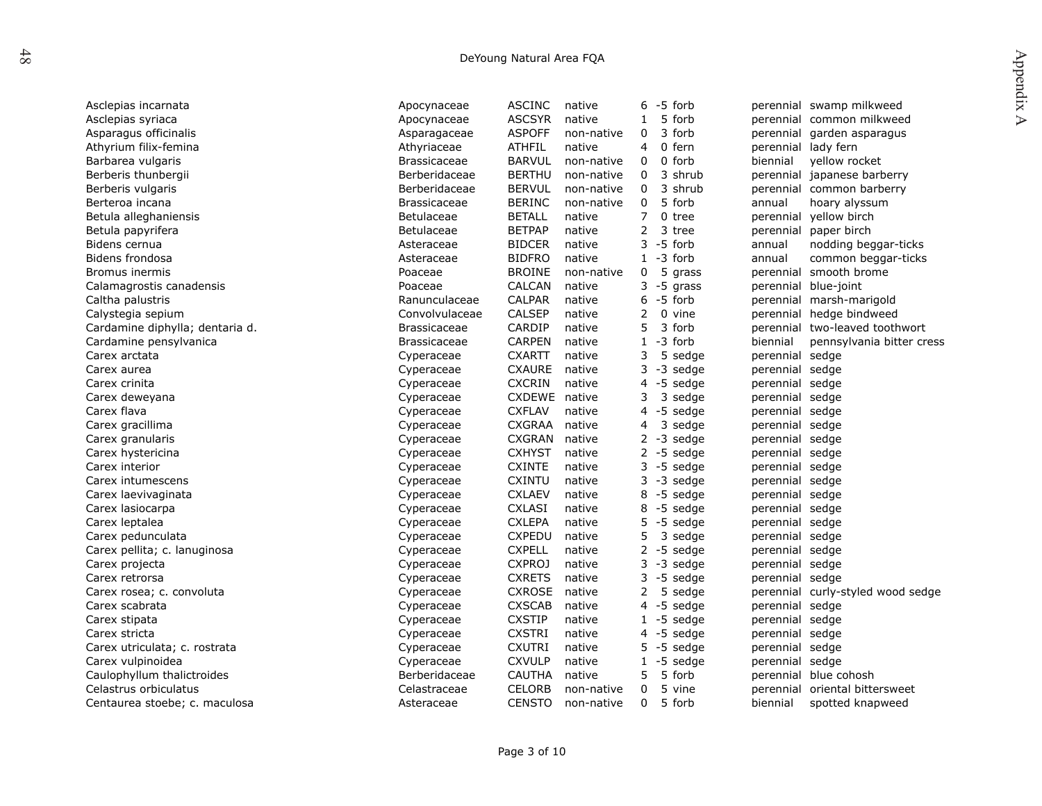| | | | | | | | | |
|---|---|---|---|---|---|---|---|---|
| Asclepias incarnata | Apocynaceae | ASCINC | native | 6 | -5 | forb | perennial | swamp milkweed |
| Asclepias syriaca | Apocynaceae | ASCSYR | native | 1 | 5 | forb | perennial | common milkweed |
| Asparagus officinalis | Asparagaceae | ASPOFF | non-native | 0 | 3 | forb | perennial | garden asparagus |
| Athyrium filix-femina | Athyriaceae | ATHFIL | native | 4 | 0 | fern | perennial | lady fern |
| Barbarea vulgaris | Brassicaceae | BARVUL | non-native | 0 | 0 | forb | biennial | yellow rocket |
| Berberis thunbergii | Berberidaceae | BERTHU | non-native | 0 | 3 | shrub | perennial | japanese barberry |
| Berberis vulgaris | Berberidaceae | BERVUL | non-native | 0 | 3 | shrub | perennial | common barberry |
| Berteroa incana | Brassicaceae | BERINC | non-native | 0 | 5 | forb | annual | hoary alyssum |
| Betula alleghaniensis | Betulaceae | BETALL | native | 7 | 0 | tree | perennial | yellow birch |
| Betula papyrifera | Betulaceae | BETPAP | native | 2 | 3 | tree | perennial | paper birch |
| Bidens cernua | Asteraceae | BIDCER | native | 3 | -5 | forb | annual | nodding beggar-ticks |
| Bidens frondosa | Asteraceae | BIDFRO | native | 1 | -3 | forb | annual | common beggar-ticks |
| Bromus inermis | Poaceae | BROINE | non-native | 0 | 5 | grass | perennial | smooth brome |
| Calamagrostis canadensis | Poaceae | CALCAN | native | 3 | -5 | grass | perennial | blue-joint |
| Caltha palustris | Ranunculaceae | CALPAR | native | 6 | -5 | forb | perennial | marsh-marigold |
| Calystegia sepium | Convolvulaceae | CALSEP | native | 2 | 0 | vine | perennial | hedge bindweed |
| Cardamine diphylla; dentaria d. | Brassicaceae | CARDIP | native | 5 | 3 | forb | perennial | two-leaved toothwort |
| Cardamine pensylvanica | Brassicaceae | CARPEN | native | 1 | -3 | forb | biennial | pennsylvania bitter cress |
| Carex arctata | Cyperaceae | CXARTT | native | 3 | 5 | sedge | perennial | sedge |
| Carex aurea | Cyperaceae | CXAURE | native | 3 | -3 | sedge | perennial | sedge |
| Carex crinita | Cyperaceae | CXCRIN | native | 4 | -5 | sedge | perennial | sedge |
| Carex deweyana | Cyperaceae | CXDEWE | native | 3 | 3 | sedge | perennial | sedge |
| Carex flava | Cyperaceae | CXFLAV | native | 4 | -5 | sedge | perennial | sedge |
| Carex gracillima | Cyperaceae | CXGRAA | native | 4 | 3 | sedge | perennial | sedge |
| Carex granularis | Cyperaceae | CXGRAN | native | 2 | -3 | sedge | perennial | sedge |
| Carex hystericina | Cyperaceae | CXHYST | native | 2 | -5 | sedge | perennial | sedge |
| Carex interior | Cyperaceae | CXINTE | native | 3 | -5 | sedge | perennial | sedge |
| Carex intumescens | Cyperaceae | CXINTU | native | 3 | -3 | sedge | perennial | sedge |
| Carex laevivaginata | Cyperaceae | CXLAEV | native | 8 | -5 | sedge | perennial | sedge |
| Carex lasiocarpa | Cyperaceae | CXLASI | native | 8 | -5 | sedge | perennial | sedge |
| Carex leptalea | Cyperaceae | CXLEPA | native | 5 | -5 | sedge | perennial | sedge |
| Carex pedunculata | Cyperaceae | CXPEDU | native | 5 | 3 | sedge | perennial | sedge |
| Carex pellita; c. lanuginosa | Cyperaceae | CXPELL | native | 2 | -5 | sedge | perennial | sedge |
| Carex projecta | Cyperaceae | CXPROJ | native | 3 | -3 | sedge | perennial | sedge |
| Carex retrorsa | Cyperaceae | CXRETS | native | 3 | -5 | sedge | perennial | sedge |
| Carex rosea; c. convoluta | Cyperaceae | CXROSE | native | 2 | 5 | sedge | perennial | curly-styled wood sedge |
| Carex scabrata | Cyperaceae | CXSCAB | native | 4 | -5 | sedge | perennial | sedge |
| Carex stipata | Cyperaceae | CXSTIP | native | 1 | -5 | sedge | perennial | sedge |
| Carex stricta | Cyperaceae | CXSTRI | native | 4 | -5 | sedge | perennial | sedge |
| Carex utriculata; c. rostrata | Cyperaceae | CXUTRI | native | 5 | -5 | sedge | perennial | sedge |
| Carex vulpinoidea | Cyperaceae | CXVULP | native | 1 | -5 | sedge | perennial | sedge |
| Caulophyllum thalictroides | Berberidaceae | CAUTHA | native | 5 | 5 | forb | perennial | blue cohosh |
| Celastrus orbiculatus | Celastraceae | CELORB | non-native | 0 | 5 | vine | perennial | oriental bittersweet |
| Centaurea stoebe; c. maculosa | Asteraceae | CENSTO | non-native | 0 | 5 | forb | biennial | spotted knapweed |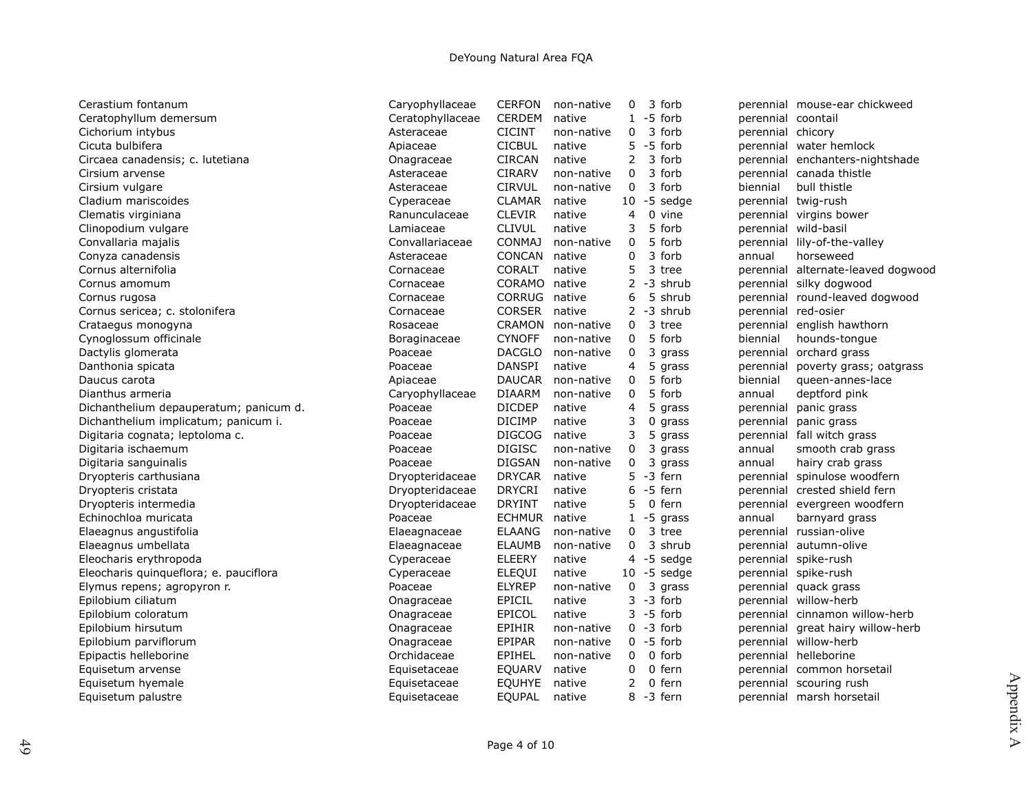| | | | | | | | | | |
|---|---|---|---|---|---|---|---|---|---|
| Cerastium fontanum | Caryophyllaceae | CERFON | non-native | 0 | 3 | forb | perennial | mouse-ear chickweed |
| Ceratophyllum demersum | Ceratophyllaceae | CERDEM | native | 1 | -5 | forb | perennial | coontail |
| Cichorium intybus | Asteraceae | CICINT | non-native | 0 | 3 | forb | perennial | chicory |
| Cicuta bulbifera | Apiaceae | CICBUL | native | 5 | -5 | forb | perennial | water hemlock |
| Circaea canadensis; c. lutetiana | Onagraceae | CIRCAN | native | 2 | 3 | forb | perennial | enchanters-nightshade |
| Cirsium arvense | Asteraceae | CIRARV | non-native | 0 | 3 | forb | perennial | canada thistle |
| Cirsium vulgare | Asteraceae | CIRVUL | non-native | 0 | 3 | forb | biennial | bull thistle |
| Cladium mariscoides | Cyperaceae | CLAMAR | native | 10 | -5 | sedge | perennial | twig-rush |
| Clematis virginiana | Ranunculaceae | CLEVIR | native | 4 | 0 | vine | perennial | virgins bower |
| Clinopodium vulgare | Lamiaceae | CLIVUL | native | 3 | 5 | forb | perennial | wild-basil |
| Convallaria majalis | Convallariaceae | CONMAJ | non-native | 0 | 5 | forb | perennial | lily-of-the-valley |
| Conyza canadensis | Asteraceae | CONCAN | native | 0 | 3 | forb | annual | horseweed |
| Cornus alternifolia | Cornaceae | CORALT | native | 5 | 3 | tree | perennial | alternate-leaved dogwood |
| Cornus amomum | Cornaceae | CORAMO | native | 2 | -3 | shrub | perennial | silky dogwood |
| Cornus rugosa | Cornaceae | CORRUG | native | 6 | 5 | shrub | perennial | round-leaved dogwood |
| Cornus sericea; c. stolonifera | Cornaceae | CORSER | native | 2 | -3 | shrub | perennial | red-osier |
| Crataegus monogyna | Rosaceae | CRAMON | non-native | 0 | 3 | tree | perennial | english hawthorn |
| Cynoglossum officinale | Boraginaceae | CYNOFF | non-native | 0 | 5 | forb | biennial | hounds-tongue |
| Dactylis glomerata | Poaceae | DACGLO | non-native | 0 | 3 | grass | perennial | orchard grass |
| Danthonia spicata | Poaceae | DANSPI | native | 4 | 5 | grass | perennial | poverty grass; oatgrass |
| Daucus carota | Apiaceae | DAUCAR | non-native | 0 | 5 | forb | biennial | queen-annes-lace |
| Dianthus armeria | Caryophyllaceae | DIAARM | non-native | 0 | 5 | forb | annual | deptford pink |
| Dichanthelium depauperatum; panicum d. | Poaceae | DICDEP | native | 4 | 5 | grass | perennial | panic grass |
| Dichanthelium implicatum; panicum i. | Poaceae | DICIMP | native | 3 | 0 | grass | perennial | panic grass |
| Digitaria cognata; leptoloma c. | Poaceae | DIGCOG | native | 3 | 5 | grass | perennial | fall witch grass |
| Digitaria ischaemum | Poaceae | DIGISC | non-native | 0 | 3 | grass | annual | smooth crab grass |
| Digitaria sanguinalis | Poaceae | DIGSAN | non-native | 0 | 3 | grass | annual | hairy crab grass |
| Dryopteris carthusiana | Dryopteridaceae | DRYCAR | native | 5 | -3 | fern | perennial | spinulose woodfern |
| Dryopteris cristata | Dryopteridaceae | DRYCRI | native | 6 | -5 | fern | perennial | crested shield fern |
| Dryopteris intermedia | Dryopteridaceae | DRYINT | native | 5 | 0 | fern | perennial | evergreen woodfern |
| Echinochloa muricata | Poaceae | ECHMUR | native | 1 | -5 | grass | annual | barnyard grass |
| Elaeagnus angustifolia | Elaeagnaceae | ELAANG | non-native | 0 | 3 | tree | perennial | russian-olive |
| Elaeagnus umbellata | Elaeagnaceae | ELAUMB | non-native | 0 | 3 | shrub | perennial | autumn-olive |
| Eleocharis erythropoda | Cyperaceae | ELEERY | native | 4 | -5 | sedge | perennial | spike-rush |
| Eleocharis quinqueflora; e. pauciflora | Cyperaceae | ELEQUI | native | 10 | -5 | sedge | perennial | spike-rush |
| Elymus repens; agropyron r. | Poaceae | ELYREP | non-native | 0 | 3 | grass | perennial | quack grass |
| Epilobium ciliatum | Onagraceae | EPICIL | native | 3 | -3 | forb | perennial | willow-herb |
| Epilobium coloratum | Onagraceae | EPICOL | native | 3 | -5 | forb | perennial | cinnamon willow-herb |
| Epilobium hirsutum | Onagraceae | EPIHIR | non-native | 0 | -3 | forb | perennial | great hairy willow-herb |
| Epilobium parviflorum | Onagraceae | EPIPAR | non-native | 0 | -5 | forb | perennial | willow-herb |
| Epipactis helleborine | Orchidaceae | EPIHEL | non-native | 0 | 0 | forb | perennial | helleborine |
| Equisetum arvense | Equisetaceae | EQUARV | native | 0 | 0 | fern | perennial | common horsetail |
| Equisetum hyemale | Equisetaceae | EQUHYE | native | 2 | 0 | fern | perennial | scouring rush |
| Equisetum palustre | Equisetaceae | EQUPAL | native | 8 | -3 | fern | perennial | marsh horsetail |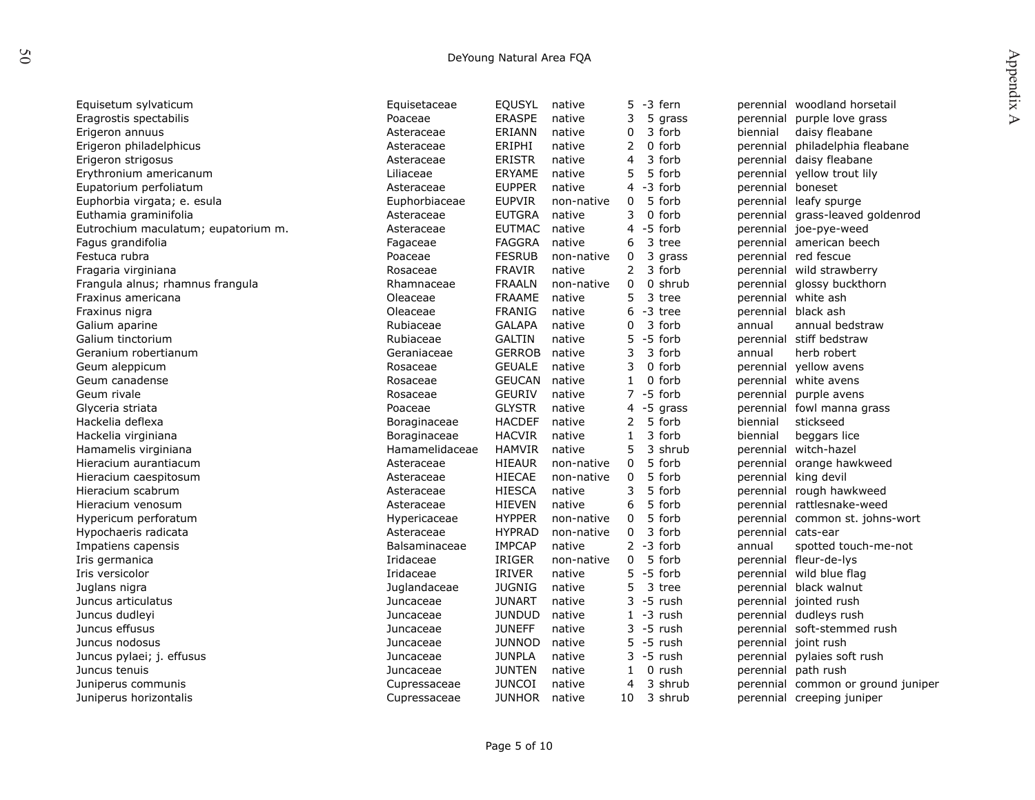| | | | | | | | | |
|---|---|---|---|---|---|---|---|---|
| Equisetum sylvaticum | Equisetaceae | EQUSYL | native | 5 | -3 | fern | perennial | woodland horsetail |
| Eragrostis spectabilis | Poaceae | ERASPE | native | 3 | 5 | grass | perennial | purple love grass |
| Erigeron annuus | Asteraceae | ERIANN | native | 0 | 3 | forb | biennial | daisy fleabane |
| Erigeron philadelphicus | Asteraceae | ERIPHI | native | 2 | 0 | forb | perennial | philadelphia fleabane |
| Erigeron strigosus | Asteraceae | ERISTR | native | 4 | 3 | forb | perennial | daisy fleabane |
| Erythronium americanum | Liliaceae | ERYAME | native | 5 | 5 | forb | perennial | yellow trout lily |
| Eupatorium perfoliatum | Asteraceae | EUPPER | native | 4 | -3 | forb | perennial | boneset |
| Euphorbia virgata; e. esula | Euphorbiaceae | EUPVIR | non-native | 0 | 5 | forb | perennial | leafy spurge |
| Euthamia graminifolia | Asteraceae | EUTGRA | native | 3 | 0 | forb | perennial | grass-leaved goldenrod |
| Eutrochium maculatum; eupatorium m. | Asteraceae | EUTMAC | native | 4 | -5 | forb | perennial | joe-pye-weed |
| Fagus grandifolia | Fagaceae | FAGGRA | native | 6 | 3 | tree | perennial | american beech |
| Festuca rubra | Poaceae | FESRUB | non-native | 0 | 3 | grass | perennial | red fescue |
| Fragaria virginiana | Rosaceae | FRAVIR | native | 2 | 3 | forb | perennial | wild strawberry |
| Frangula alnus; rhamnus frangula | Rhamnaceae | FRAALN | non-native | 0 | 0 | shrub | perennial | glossy buckthorn |
| Fraxinus americana | Oleaceae | FRAAME | native | 5 | 3 | tree | perennial | white ash |
| Fraxinus nigra | Oleaceae | FRANIG | native | 6 | -3 | tree | perennial | black ash |
| Galium aparine | Rubiaceae | GALAPA | native | 0 | 3 | forb | annual | annual bedstraw |
| Galium tinctorium | Rubiaceae | GALTIN | native | 5 | -5 | forb | perennial | stiff bedstraw |
| Geranium robertianum | Geraniaceae | GERROB | native | 3 | 3 | forb | annual | herb robert |
| Geum aleppicum | Rosaceae | GEUALE | native | 3 | 0 | forb | perennial | yellow avens |
| Geum canadense | Rosaceae | GEUCAN | native | 1 | 0 | forb | perennial | white avens |
| Geum rivale | Rosaceae | GEURIV | native | 7 | -5 | forb | perennial | purple avens |
| Glyceria striata | Poaceae | GLYSTR | native | 4 | -5 | grass | perennial | fowl manna grass |
| Hackelia deflexa | Boraginaceae | HACDEF | native | 2 | 5 | forb | biennial | stickseed |
| Hackelia virginiana | Boraginaceae | HACVIR | native | 1 | 3 | forb | biennial | beggars lice |
| Hamamelis virginiana | Hamamelidaceae | HAMVIR | native | 5 | 3 | shrub | perennial | witch-hazel |
| Hieracium aurantiacum | Asteraceae | HIEAUR | non-native | 0 | 5 | forb | perennial | orange hawkweed |
| Hieracium caespitosum | Asteraceae | HIECAE | non-native | 0 | 5 | forb | perennial | king devil |
| Hieracium scabrum | Asteraceae | HIESCA | native | 3 | 5 | forb | perennial | rough hawkweed |
| Hieracium venosum | Asteraceae | HIEVEN | native | 6 | 5 | forb | perennial | rattlesnake-weed |
| Hypericum perforatum | Hypericaceae | HYPPER | non-native | 0 | 5 | forb | perennial | common st. johns-wort |
| Hypochaeris radicata | Asteraceae | HYPRAD | non-native | 0 | 3 | forb | perennial | cats-ear |
| Impatiens capensis | Balsaminaceae | IMPCAP | native | 2 | -3 | forb | annual | spotted touch-me-not |
| Iris germanica | Iridaceae | IRIGER | non-native | 0 | 5 | forb | perennial | fleur-de-lys |
| Iris versicolor | Iridaceae | IRIVER | native | 5 | -5 | forb | perennial | wild blue flag |
| Juglans nigra | Juglandaceae | JUGNIG | native | 5 | 3 | tree | perennial | black walnut |
| Juncus articulatus | Juncaceae | JUNART | native | 3 | -5 | rush | perennial | jointed rush |
| Juncus dudleyi | Juncaceae | JUNDUD | native | 1 | -3 | rush | perennial | dudleys rush |
| Juncus effusus | Juncaceae | JUNEFF | native | 3 | -5 | rush | perennial | soft-stemmed rush |
| Juncus nodosus | Juncaceae | JUNNOD | native | 5 | -5 | rush | perennial | joint rush |
| Juncus pylaei; j. effusus | Juncaceae | JUNPLA | native | 3 | -5 | rush | perennial | pylaies soft rush |
| Juncus tenuis | Juncaceae | JUNTEN | native | 1 | 0 | rush | perennial | path rush |
| Juniperus communis | Cupressaceae | JUNCOI | native | 4 | 3 | shrub | perennial | common or ground juniper |
| Juniperus horizontalis | Cupressaceae | JUNHOR | native | 10 | 3 | shrub | perennial | creeping juniper |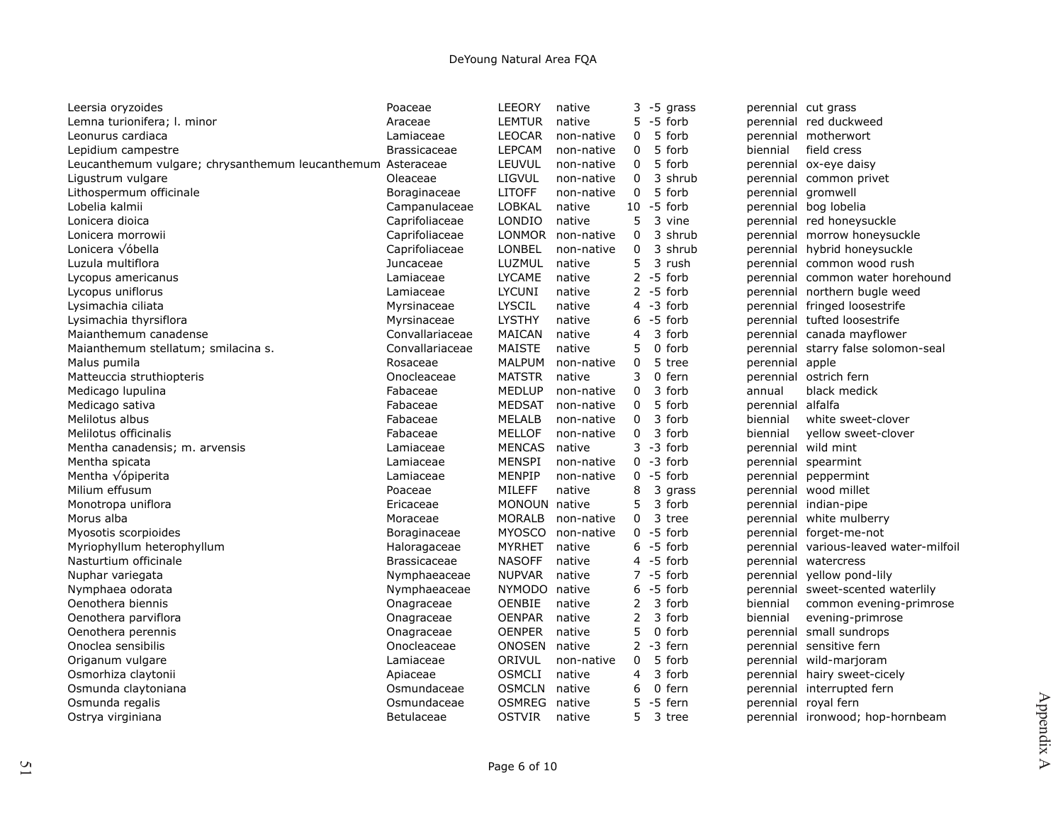| | | | | | | | | |
|---|---|---|---|---|---|---|---|---|
| Leersia oryzoides | Poaceae | LEEORY | native | 3 | -5 | grass | perennial | cut grass |
| Lemna turionifera; l. minor | Araceae | LEMTUR | native | 5 | -5 | forb | perennial | red duckweed |
| Leonurus cardiaca | Lamiaceae | LEOCAR | non-native | 0 | 5 | forb | perennial | motherwort |
| Lepidium campestre | Brassicaceae | LEPCAM | non-native | 0 | 5 | forb | biennial | field cress |
| Leucanthemum vulgare; chrysanthemum leucanthemum | Asteraceae | LEUVUL | non-native | 0 | 5 | forb | perennial | ox-eye daisy |
| Ligustrum vulgare | Oleaceae | LIGVUL | non-native | 0 | 3 | shrub | perennial | common privet |
| Lithospermum officinale | Boraginaceae | LITOFF | non-native | 0 | 5 | forb | perennial | gromwell |
| Lobelia kalmii | Campanulaceae | LOBKAL | native | 10 | -5 | forb | perennial | bog lobelia |
| Lonicera dioica | Caprifoliaceae | LONDIO | native | 5 | 3 | vine | perennial | red honeysuckle |
| Lonicera morrowii | Caprifoliaceae | LONMOR | non-native | 0 | 3 | shrub | perennial | morrow honeysuckle |
| Lonicera √óbella | Caprifoliaceae | LONBEL | non-native | 0 | 3 | shrub | perennial | hybrid honeysuckle |
| Luzula multiflora | Juncaceae | LUZMUL | native | 5 | 3 | rush | perennial | common wood rush |
| Lycopus americanus | Lamiaceae | LYCAME | native | 2 | -5 | forb | perennial | common water horehound |
| Lycopus uniflorus | Lamiaceae | LYCUNI | native | 2 | -5 | forb | perennial | northern bugle weed |
| Lysimachia ciliata | Myrsinaceae | LYSCIL | native | 4 | -3 | forb | perennial | fringed loosestrife |
| Lysimachia thyrsiflora | Myrsinaceae | LYSTHY | native | 6 | -5 | forb | perennial | tufted loosestrife |
| Maianthemum canadense | Convallariaceae | MAICAN | native | 4 | 3 | forb | perennial | canada mayflower |
| Maianthemum stellatum; smilacina s. | Convallariaceae | MAISTE | native | 5 | 0 | forb | perennial | starry false solomon-seal |
| Malus pumila | Rosaceae | MALPUM | non-native | 0 | 5 | tree | perennial | apple |
| Matteuccia struthiopteris | Onocleaceae | MATSTR | native | 3 | 0 | fern | perennial | ostrich fern |
| Medicago lupulina | Fabaceae | MEDLUP | non-native | 0 | 3 | forb | annual | black medick |
| Medicago sativa | Fabaceae | MEDSAT | non-native | 0 | 5 | forb | perennial | alfalfa |
| Melilotus albus | Fabaceae | MELALB | non-native | 0 | 3 | forb | biennial | white sweet-clover |
| Melilotus officinalis | Fabaceae | MELLOF | non-native | 0 | 3 | forb | biennial | yellow sweet-clover |
| Mentha canadensis; m. arvensis | Lamiaceae | MENCAS | native | 3 | -3 | forb | perennial | wild mint |
| Mentha spicata | Lamiaceae | MENSPI | non-native | 0 | -3 | forb | perennial | spearmint |
| Mentha √ópiperita | Lamiaceae | MENPIP | non-native | 0 | -5 | forb | perennial | peppermint |
| Milium effusum | Poaceae | MILEFF | native | 8 | 3 | grass | perennial | wood millet |
| Monotropa uniflora | Ericaceae | MONOUN | native | 5 | 3 | forb | perennial | indian-pipe |
| Morus alba | Moraceae | MORALB | non-native | 0 | 3 | tree | perennial | white mulberry |
| Myosotis scorpioides | Boraginaceae | MYOSCO | non-native | 0 | -5 | forb | perennial | forget-me-not |
| Myriophyllum heterophyllum | Haloragaceae | MYRHET | native | 6 | -5 | forb | perennial | various-leaved water-milfoil |
| Nasturtium officinale | Brassicaceae | NASOFF | native | 4 | -5 | forb | perennial | watercress |
| Nuphar variegata | Nymphaeaceae | NUPVAR | native | 7 | -5 | forb | perennial | yellow pond-lily |
| Nymphaea odorata | Nymphaeaceae | NYMODO | native | 6 | -5 | forb | perennial | sweet-scented waterlily |
| Oenothera biennis | Onagraceae | OENBIE | native | 2 | 3 | forb | biennial | common evening-primrose |
| Oenothera parviflora | Onagraceae | OENPAR | native | 2 | 3 | forb | biennial | evening-primrose |
| Oenothera perennis | Onagraceae | OENPER | native | 5 | 0 | forb | perennial | small sundrops |
| Onoclea sensibilis | Onocleaceae | ONOSEN | native | 2 | -3 | fern | perennial | sensitive fern |
| Origanum vulgare | Lamiaceae | ORIVUL | non-native | 0 | 5 | forb | perennial | wild-marjoram |
| Osmorhiza claytonii | Apiaceae | OSMCLI | native | 4 | 3 | forb | perennial | hairy sweet-cicely |
| Osmunda claytoniana | Osmundaceae | OSMCLN | native | 6 | 0 | fern | perennial | interrupted fern |
| Osmunda regalis | Osmundaceae | OSMREG | native | 5 | -5 | fern | perennial | royal fern |
| Ostrya virginiana | Betulaceae | OSTVIR | native | 5 | 3 | tree | perennial | ironwood; hop-hornbeam |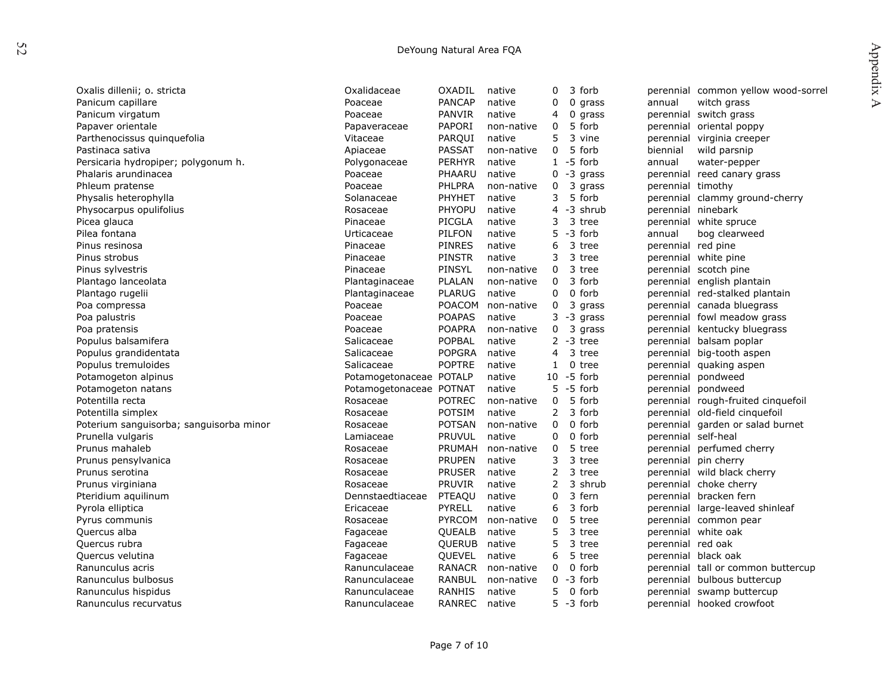| | | | | | | | | |
|---|---|---|---|---|---|---|---|---|
| Oxalis dillenii; o. stricta | Oxalidaceae | OXADIL | native | 0 | 3 | forb | perennial | common yellow wood-sorrel |
| Panicum capillare | Poaceae | PANCAP | native | 0 | 0 | grass | annual | witch grass |
| Panicum virgatum | Poaceae | PANVIR | native | 4 | 0 | grass | perennial | switch grass |
| Papaver orientale | Papaveraceae | PAPORI | non-native | 0 | 5 | forb | perennial | oriental poppy |
| Parthenocissus quinquefolia | Vitaceae | PARQUI | native | 5 | 3 | vine | perennial | virginia creeper |
| Pastinaca sativa | Apiaceae | PASSAT | non-native | 0 | 5 | forb | biennial | wild parsnip |
| Persicaria hydropiper; polygonum h. | Polygonaceae | PERHYR | native | 1 | -5 | forb | annual | water-pepper |
| Phalaris arundinacea | Poaceae | PHAARU | native | 0 | -3 | grass | perennial | reed canary grass |
| Phleum pratense | Poaceae | PHLPRA | non-native | 0 | 3 | grass | perennial | timothy |
| Physalis heterophylla | Solanaceae | PHYHET | native | 3 | 5 | forb | perennial | clammy ground-cherry |
| Physocarpus opulifolius | Rosaceae | PHYOPU | native | 4 | -3 | shrub | perennial | ninebark |
| Picea glauca | Pinaceae | PICGLA | native | 3 | 3 | tree | perennial | white spruce |
| Pilea fontana | Urticaceae | PILFON | native | 5 | -3 | forb | annual | bog clearweed |
| Pinus resinosa | Pinaceae | PINRES | native | 6 | 3 | tree | perennial | red pine |
| Pinus strobus | Pinaceae | PINSTR | native | 3 | 3 | tree | perennial | white pine |
| Pinus sylvestris | Pinaceae | PINSYL | non-native | 0 | 3 | tree | perennial | scotch pine |
| Plantago lanceolata | Plantaginaceae | PLALAN | non-native | 0 | 3 | forb | perennial | english plantain |
| Plantago rugelii | Plantaginaceae | PLARUG | native | 0 | 0 | forb | perennial | red-stalked plantain |
| Poa compressa | Poaceae | POACOM | non-native | 0 | 3 | grass | perennial | canada bluegrass |
| Poa palustris | Poaceae | POAPAS | native | 3 | -3 | grass | perennial | fowl meadow grass |
| Poa pratensis | Poaceae | POAPRA | non-native | 0 | 3 | grass | perennial | kentucky bluegrass |
| Populus balsamifera | Salicaceae | POPBAL | native | 2 | -3 | tree | perennial | balsam poplar |
| Populus grandidentata | Salicaceae | POPGRA | native | 4 | 3 | tree | perennial | big-tooth aspen |
| Populus tremuloides | Salicaceae | POPTRE | native | 1 | 0 | tree | perennial | quaking aspen |
| Potamogeton alpinus | Potamogetonaceae | POTALP | native | 10 | -5 | forb | perennial | pondweed |
| Potamogeton natans | Potamogetonaceae | POTNAT | native | 5 | -5 | forb | perennial | pondweed |
| Potentilla recta | Rosaceae | POTREC | non-native | 0 | 5 | forb | perennial | rough-fruited cinquefoil |
| Potentilla simplex | Rosaceae | POTSIM | native | 2 | 3 | forb | perennial | old-field cinquefoil |
| Poterium sanguisorba; sanguisorba minor | Rosaceae | POTSAN | non-native | 0 | 0 | forb | perennial | garden or salad burnet |
| Prunella vulgaris | Lamiaceae | PRUVUL | native | 0 | 0 | forb | perennial | self-heal |
| Prunus mahaleb | Rosaceae | PRUMAH | non-native | 0 | 5 | tree | perennial | perfumed cherry |
| Prunus pensylvanica | Rosaceae | PRUPEN | native | 3 | 3 | tree | perennial | pin cherry |
| Prunus serotina | Rosaceae | PRUSER | native | 2 | 3 | tree | perennial | wild black cherry |
| Prunus virginiana | Rosaceae | PRUVIR | native | 2 | 3 | shrub | perennial | choke cherry |
| Pteridium aquilinum | Dennstaedtiaceae | PTEAQU | native | 0 | 3 | fern | perennial | bracken fern |
| Pyrola elliptica | Ericaceae | PYRELL | native | 6 | 3 | forb | perennial | large-leaved shinleaf |
| Pyrus communis | Rosaceae | PYRCOM | non-native | 0 | 5 | tree | perennial | common pear |
| Quercus alba | Fagaceae | QUEALB | native | 5 | 3 | tree | perennial | white oak |
| Quercus rubra | Fagaceae | QUERUB | native | 5 | 3 | tree | perennial | red oak |
| Quercus velutina | Fagaceae | QUEVEL | native | 6 | 5 | tree | perennial | black oak |
| Ranunculus acris | Ranunculaceae | RANACR | non-native | 0 | 0 | forb | perennial | tall or common buttercup |
| Ranunculus bulbosus | Ranunculaceae | RANBUL | non-native | 0 | -3 | forb | perennial | bulbous buttercup |
| Ranunculus hispidus | Ranunculaceae | RANHIS | native | 5 | 0 | forb | perennial | swamp buttercup |
| Ranunculus recurvatus | Ranunculaceae | RANREC | native | 5 | -3 | forb | perennial | hooked crowfoot |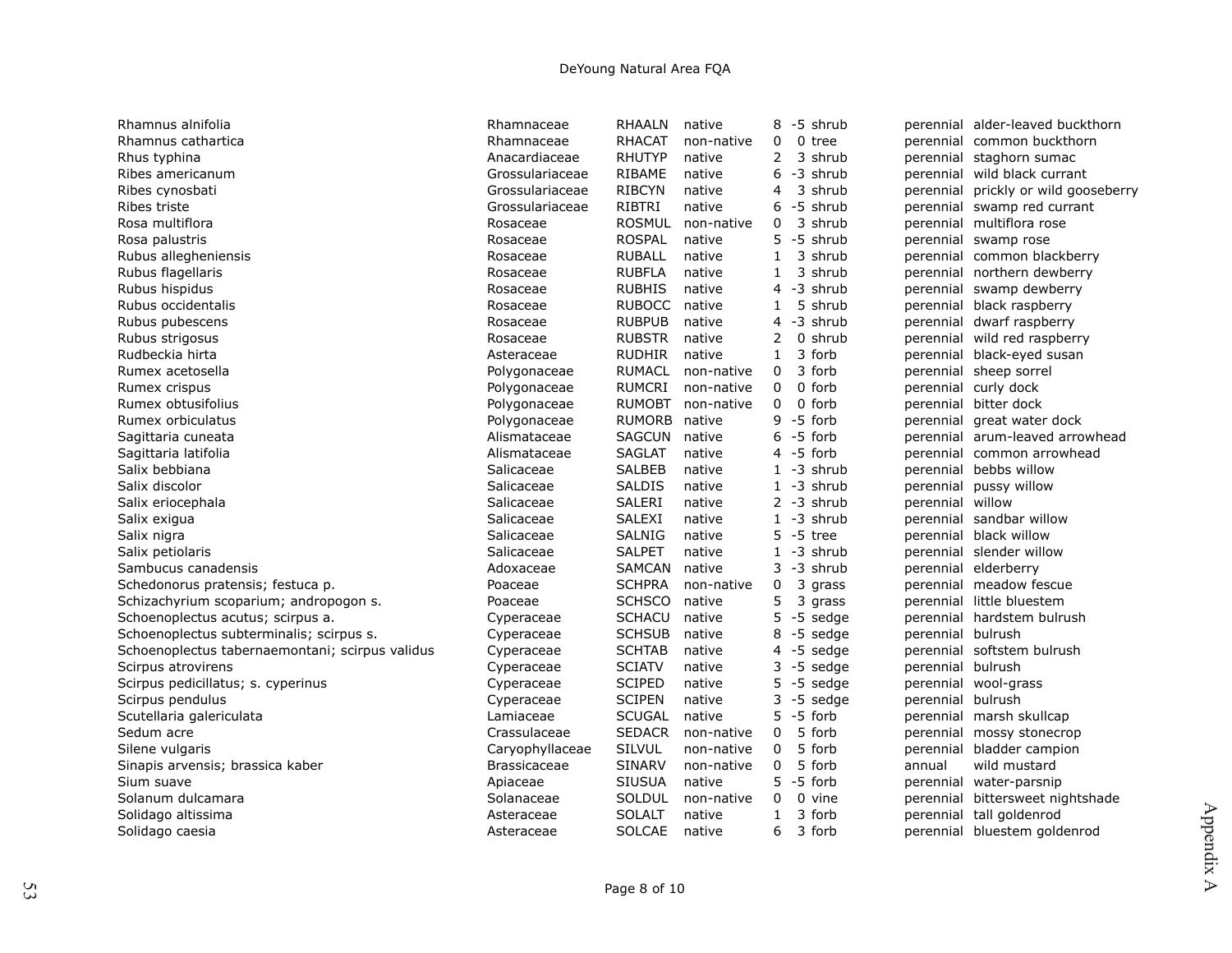| | | | | | | | | |
|---|---|---|---|---|---|---|---|---|
| Rhamnus alnifolia | Rhamnaceae | RHAALN | native | 8 | -5 | shrub | perennial | alder-leaved buckthorn |
| Rhamnus cathartica | Rhamnaceae | RHACAT | non-native | 0 | 0 | tree | perennial | common buckthorn |
| Rhus typhina | Anacardiaceae | RHUTYP | native | 2 | 3 | shrub | perennial | staghorn sumac |
| Ribes americanum | Grossulariaceae | RIBAME | native | 6 | -3 | shrub | perennial | wild black currant |
| Ribes cynosbati | Grossulariaceae | RIBCYN | native | 4 | 3 | shrub | perennial | prickly or wild gooseberry |
| Ribes triste | Grossulariaceae | RIBTRI | native | 6 | -5 | shrub | perennial | swamp red currant |
| Rosa multiflora | Rosaceae | ROSMUL | non-native | 0 | 3 | shrub | perennial | multiflora rose |
| Rosa palustris | Rosaceae | ROSPAL | native | 5 | -5 | shrub | perennial | swamp rose |
| Rubus allegheniensis | Rosaceae | RUBALL | native | 1 | 3 | shrub | perennial | common blackberry |
| Rubus flagellaris | Rosaceae | RUBFLA | native | 1 | 3 | shrub | perennial | northern dewberry |
| Rubus hispidus | Rosaceae | RUBHIS | native | 4 | -3 | shrub | perennial | swamp dewberry |
| Rubus occidentalis | Rosaceae | RUBOCC | native | 1 | 5 | shrub | perennial | black raspberry |
| Rubus pubescens | Rosaceae | RUBPUB | native | 4 | -3 | shrub | perennial | dwarf raspberry |
| Rubus strigosus | Rosaceae | RUBSTR | native | 2 | 0 | shrub | perennial | wild red raspberry |
| Rudbeckia hirta | Asteraceae | RUDHIR | native | 1 | 3 | forb | perennial | black-eyed susan |
| Rumex acetosella | Polygonaceae | RUMACL | non-native | 0 | 3 | forb | perennial | sheep sorrel |
| Rumex crispus | Polygonaceae | RUMCRI | non-native | 0 | 0 | forb | perennial | curly dock |
| Rumex obtusifolius | Polygonaceae | RUMOBT | non-native | 0 | 0 | forb | perennial | bitter dock |
| Rumex orbiculatus | Polygonaceae | RUMORB | native | 9 | -5 | forb | perennial | great water dock |
| Sagittaria cuneata | Alismataceae | SAGCUN | native | 6 | -5 | forb | perennial | arum-leaved arrowhead |
| Sagittaria latifolia | Alismataceae | SAGLAT | native | 4 | -5 | forb | perennial | common arrowhead |
| Salix bebbiana | Salicaceae | SALBEB | native | 1 | -3 | shrub | perennial | bebbs willow |
| Salix discolor | Salicaceae | SALDIS | native | 1 | -3 | shrub | perennial | pussy willow |
| Salix eriocephala | Salicaceae | SALERI | native | 2 | -3 | shrub | perennial | willow |
| Salix exigua | Salicaceae | SALEXI | native | 1 | -3 | shrub | perennial | sandbar willow |
| Salix nigra | Salicaceae | SALNIG | native | 5 | -5 | tree | perennial | black willow |
| Salix petiolaris | Salicaceae | SALPET | native | 1 | -3 | shrub | perennial | slender willow |
| Sambucus canadensis | Adoxaceae | SAMCAN | native | 3 | -3 | shrub | perennial | elderberry |
| Schedonorus pratensis; festuca p. | Poaceae | SCHPRA | non-native | 0 | 3 | grass | perennial | meadow fescue |
| Schizachyrium scoparium; andropogon s. | Poaceae | SCHSCO | native | 5 | 3 | grass | perennial | little bluestem |
| Schoenoplectus acutus; scirpus a. | Cyperaceae | SCHACU | native | 5 | -5 | sedge | perennial | hardstem bulrush |
| Schoenoplectus subterminalis; scirpus s. | Cyperaceae | SCHSUB | native | 8 | -5 | sedge | perennial | bulrush |
| Schoenoplectus tabernaemontani; scirpus validus | Cyperaceae | SCHTAB | native | 4 | -5 | sedge | perennial | softstem bulrush |
| Scirpus atrovirens | Cyperaceae | SCIATV | native | 3 | -5 | sedge | perennial | bulrush |
| Scirpus pedicillatus; s. cyperinus | Cyperaceae | SCIPED | native | 5 | -5 | sedge | perennial | wool-grass |
| Scirpus pendulus | Cyperaceae | SCIPEN | native | 3 | -5 | sedge | perennial | bulrush |
| Scutellaria galericulata | Lamiaceae | SCUGAL | native | 5 | -5 | forb | perennial | marsh skullcap |
| Sedum acre | Crassulaceae | SEDACR | non-native | 0 | 5 | forb | perennial | mossy stonecrop |
| Silene vulgaris | Caryophyllaceae | SILVUL | non-native | 0 | 5 | forb | perennial | bladder campion |
| Sinapis arvensis; brassica kaber | Brassicaceae | SINARV | non-native | 0 | 5 | forb | annual | wild mustard |
| Sium suave | Apiaceae | SIUSUA | native | 5 | -5 | forb | perennial | water-parsnip |
| Solanum dulcamara | Solanaceae | SOLDUL | non-native | 0 | 0 | vine | perennial | bittersweet nightshade |
| Solidago altissima | Asteraceae | SOLALT | native | 1 | 3 | forb | perennial | tall goldenrod |
| Solidago caesia | Asteraceae | SOLCAE | native | 6 | 3 | forb | perennial | bluestem goldenrod |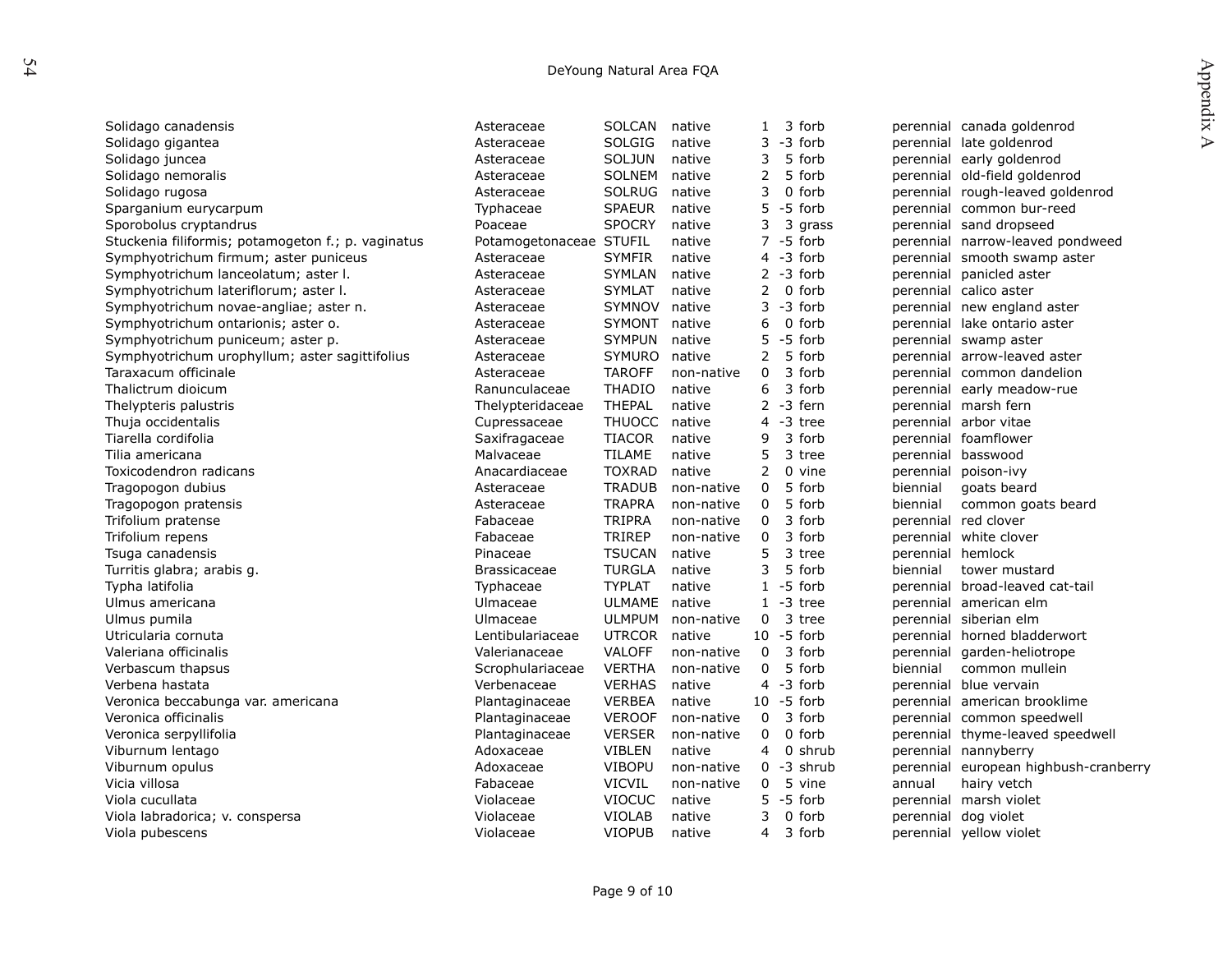| | | | | | | | | |
|---|---|---|---|---|---|---|---|---|
| Solidago canadensis | Asteraceae | SOLCAN | native | 1 | 3 | forb | perennial | canada goldenrod |
| Solidago gigantea | Asteraceae | SOLGIG | native | 3 | -3 | forb | perennial | late goldenrod |
| Solidago juncea | Asteraceae | SOLJUN | native | 3 | 5 | forb | perennial | early goldenrod |
| Solidago nemoralis | Asteraceae | SOLNEM | native | 2 | 5 | forb | perennial | old-field goldenrod |
| Solidago rugosa | Asteraceae | SOLRUG | native | 3 | 0 | forb | perennial | rough-leaved goldenrod |
| Sparganium eurycarpum | Typhaceae | SPAEUR | native | 5 | -5 | forb | perennial | common bur-reed |
| Sporobolus cryptandrus | Poaceae | SPOCRY | native | 3 | 3 | grass | perennial | sand dropseed |
| Stuckenia filiformis; potamogeton f.; p. vaginatus | Potamogetonaceae | STUFIL | native | 7 | -5 | forb | perennial | narrow-leaved pondweed |
| Symphyotrichum firmum; aster puniceus | Asteraceae | SYMFIR | native | 4 | -3 | forb | perennial | smooth swamp aster |
| Symphyotrichum lanceolatum; aster l. | Asteraceae | SYMLAN | native | 2 | -3 | forb | perennial | panicled aster |
| Symphyotrichum lateriflorum; aster l. | Asteraceae | SYMLAT | native | 2 | 0 | forb | perennial | calico aster |
| Symphyotrichum novae-angliae; aster n. | Asteraceae | SYMNOV | native | 3 | -3 | forb | perennial | new england aster |
| Symphyotrichum ontarionis; aster o. | Asteraceae | SYMONT | native | 6 | 0 | forb | perennial | lake ontario aster |
| Symphyotrichum puniceum; aster p. | Asteraceae | SYMPUN | native | 5 | -5 | forb | perennial | swamp aster |
| Symphyotrichum urophyllum; aster sagittifolius | Asteraceae | SYMURO | native | 2 | 5 | forb | perennial | arrow-leaved aster |
| Taraxacum officinale | Asteraceae | TAROFF | non-native | 0 | 3 | forb | perennial | common dandelion |
| Thalictrum dioicum | Ranunculaceae | THADIO | native | 6 | 3 | forb | perennial | early meadow-rue |
| Thelypteris palustris | Thelypteridaceae | THEPAL | native | 2 | -3 | fern | perennial | marsh fern |
| Thuja occidentalis | Cupressaceae | THUOCC | native | 4 | -3 | tree | perennial | arbor vitae |
| Tiarella cordifolia | Saxifragaceae | TIACOR | native | 9 | 3 | forb | perennial | foamflower |
| Tilia americana | Malvaceae | TILAME | native | 5 | 3 | tree | perennial | basswood |
| Toxicodendron radicans | Anacardiaceae | TOXRAD | native | 2 | 0 | vine | perennial | poison-ivy |
| Tragopogon dubius | Asteraceae | TRADUB | non-native | 0 | 5 | forb | biennial | goats beard |
| Tragopogon pratensis | Asteraceae | TRAPRA | non-native | 0 | 5 | forb | biennial | common goats beard |
| Trifolium pratense | Fabaceae | TRIPRA | non-native | 0 | 3 | forb | perennial | red clover |
| Trifolium repens | Fabaceae | TRIREP | non-native | 0 | 3 | forb | perennial | white clover |
| Tsuga canadensis | Pinaceae | TSUCAN | native | 5 | 3 | tree | perennial | hemlock |
| Turritis glabra; arabis g. | Brassicaceae | TURGLA | native | 3 | 5 | forb | biennial | tower mustard |
| Typha latifolia | Typhaceae | TYPLAT | native | 1 | -5 | forb | perennial | broad-leaved cat-tail |
| Ulmus americana | Ulmaceae | ULMAME | native | 1 | -3 | tree | perennial | american elm |
| Ulmus pumila | Ulmaceae | ULMPUM | non-native | 0 | 3 | tree | perennial | siberian elm |
| Utricularia cornuta | Lentibulariaceae | UTRCOR | native | 10 | -5 | forb | perennial | horned bladderwort |
| Valeriana officinalis | Valerianaceae | VALOFF | non-native | 0 | 3 | forb | perennial | garden-heliotrope |
| Verbascum thapsus | Scrophulariaceae | VERTHA | non-native | 0 | 5 | forb | biennial | common mullein |
| Verbena hastata | Verbenaceae | VERHAS | native | 4 | -3 | forb | perennial | blue vervain |
| Veronica beccabunga var. americana | Plantaginaceae | VERBEA | native | 10 | -5 | forb | perennial | american brooklime |
| Veronica officinalis | Plantaginaceae | VEROOF | non-native | 0 | 3 | forb | perennial | common speedwell |
| Veronica serpyllifolia | Plantaginaceae | VERSER | non-native | 0 | 0 | forb | perennial | thyme-leaved speedwell |
| Viburnum lentago | Adoxaceae | VIBLEN | native | 4 | 0 | shrub | perennial | nannyberry |
| Viburnum opulus | Adoxaceae | VIBOPU | non-native | 0 | -3 | shrub | perennial | european highbush-cranberry |
| Vicia villosa | Fabaceae | VICVIL | non-native | 0 | 5 | vine | annual | hairy vetch |
| Viola cucullata | Violaceae | VIOCUC | native | 5 | -5 | forb | perennial | marsh violet |
| Viola labradorica; v. conspersa | Violaceae | VIOLAB | native | 3 | 0 | forb | perennial | dog violet |
| Viola pubescens | Violaceae | VIOPUB | native | 4 | 3 | forb | perennial | yellow violet |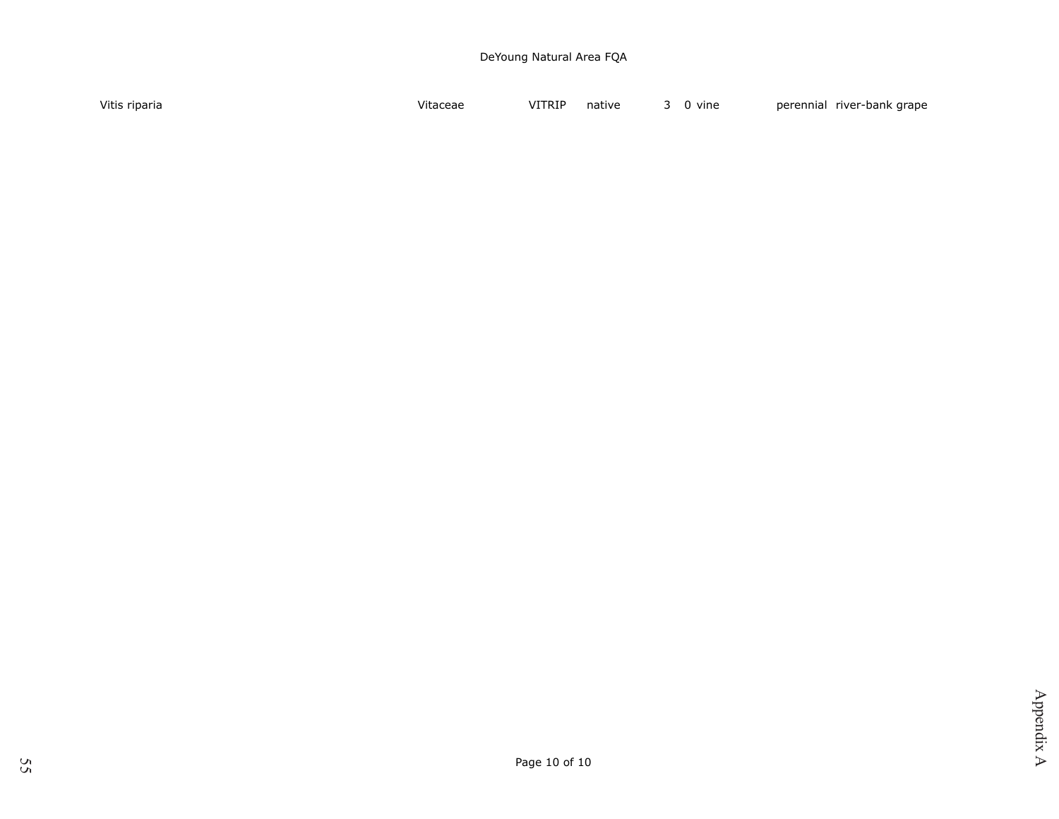| | | | | | | | | |
|---|---|---|---|---|---|---|---|---|
| Vitis riparia | Vitaceae | VITRIP | native | 3 | 0 | vine | perennial | river-bank grape |